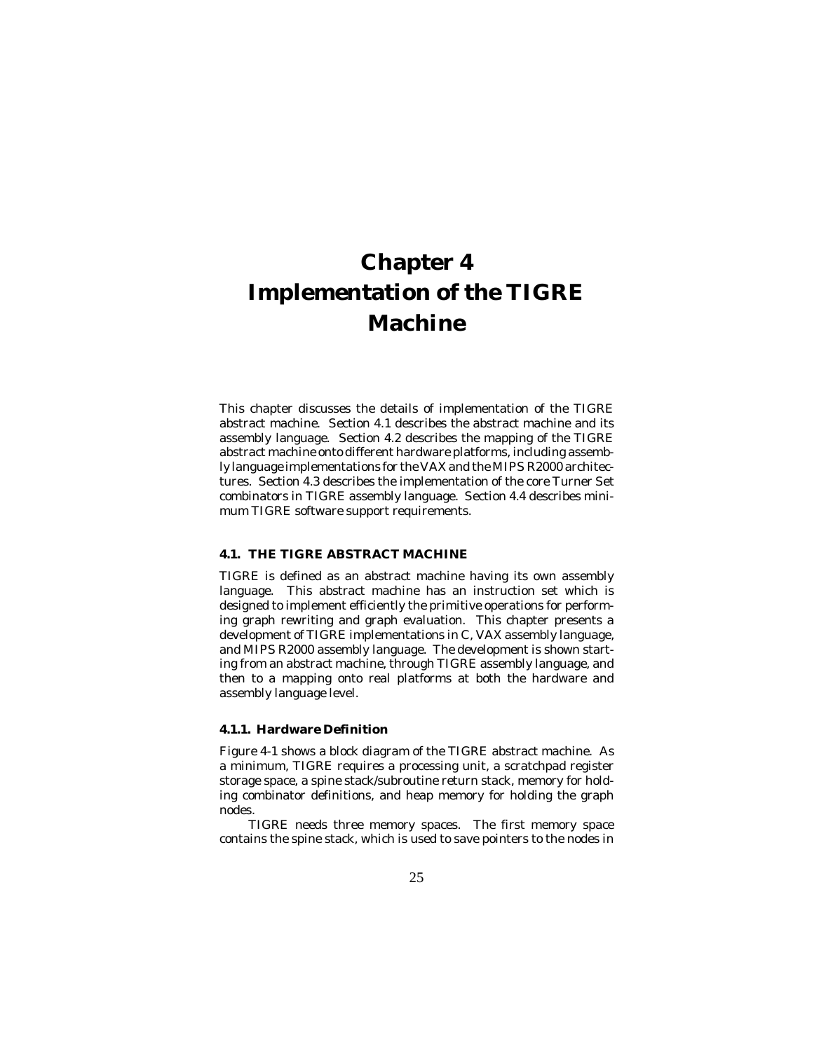# Chapter 4
# Implementation of the TIGRE Machine

This chapter discusses the details of implementation of the TIGRE abstract machine. Section 4.1 describes the abstract machine and its assembly language. Section 4.2 describes the mapping of the TIGRE abstract machine onto different hardware platforms, including assembly language implementations for the VAX and the MIPS R2000 architectures. Section 4.3 describes the implementation of the core Turner Set combinators in TIGRE assembly language. Section 4.4 describes minimum TIGRE software support requirements.

## 4.1. THE TIGRE ABSTRACT MACHINE

TIGRE is defined as an abstract machine having its own assembly language. This abstract machine has an instruction set which is designed to implement efficiently the primitive operations for performing graph rewriting and graph evaluation. This chapter presents a development of TIGRE implementations in C, VAX assembly language, and MIPS R2000 assembly language. The development is shown starting from an abstract machine, through TIGRE assembly language, and then to a mapping onto real platforms at both the hardware and assembly language level.

### 4.1.1. Hardware Definition

Figure 4-1 shows a block diagram of the TIGRE abstract machine. As a minimum, TIGRE requires a processing unit, a scratchpad register storage space, a spine stack/subroutine return stack, memory for holding combinator definitions, and heap memory for holding the graph nodes.

TIGRE needs three memory spaces. The first memory space contains the spine stack, which is used to save pointers to the nodes in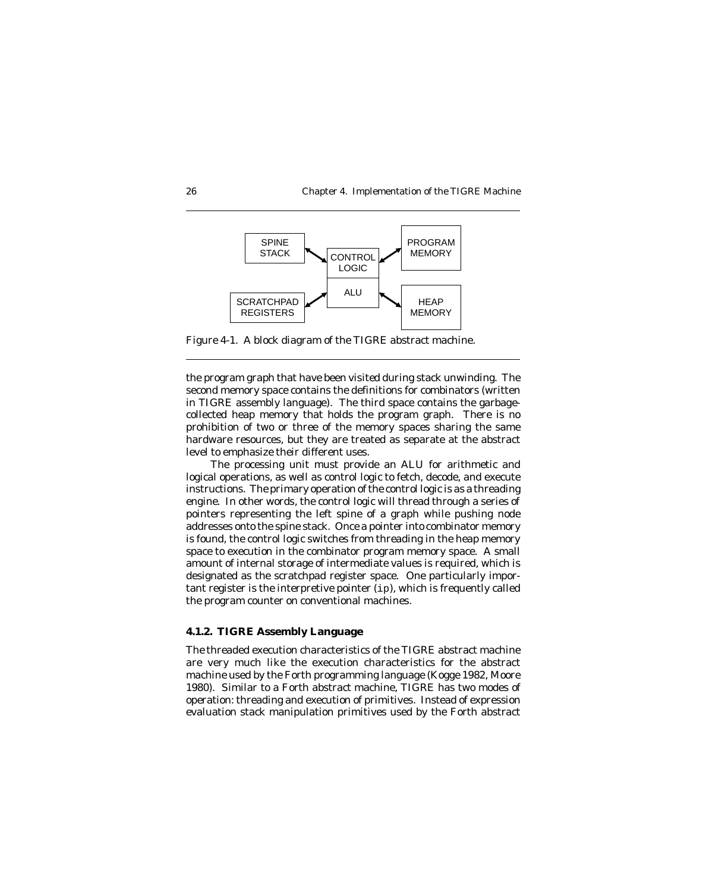Figure 4-1. A block diagram of the TIGRE abstract machine.

the program graph that have been visited during stack unwinding. The second memory space contains the definitions for combinators (written in TIGRE assembly language). The third space contains the garbage-collected heap memory that holds the program graph. There is no prohibition of two or three of the memory spaces sharing the same hardware resources, but they are treated as separate at the abstract level to emphasize their different uses.

The processing unit must provide an ALU for arithmetic and logical operations, as well as control logic to fetch, decode, and execute instructions. The primary operation of the control logic is as a threading engine. In other words, the control logic will thread through a series of pointers representing the left spine of a graph while pushing node addresses onto the spine stack. Once a pointer into combinator memory is found, the control logic switches from threading in the heap memory space to execution in the combinator program memory space. A small amount of internal storage of intermediate values is required, which is designated as the scratchpad register space. One particularly important register is the interpretive pointer (`ip`), which is frequently called the program counter on conventional machines.

### 4.1.2. TIGRE Assembly Language

The threaded execution characteristics of the TIGRE abstract machine are very much like the execution characteristics for the abstract machine used by the Forth programming language (Kogge 1982, Moore 1980). Similar to a Forth abstract machine, TIGRE has two modes of operation: threading and execution of primitives. Instead of expression evaluation stack manipulation primitives used by the Forth abstract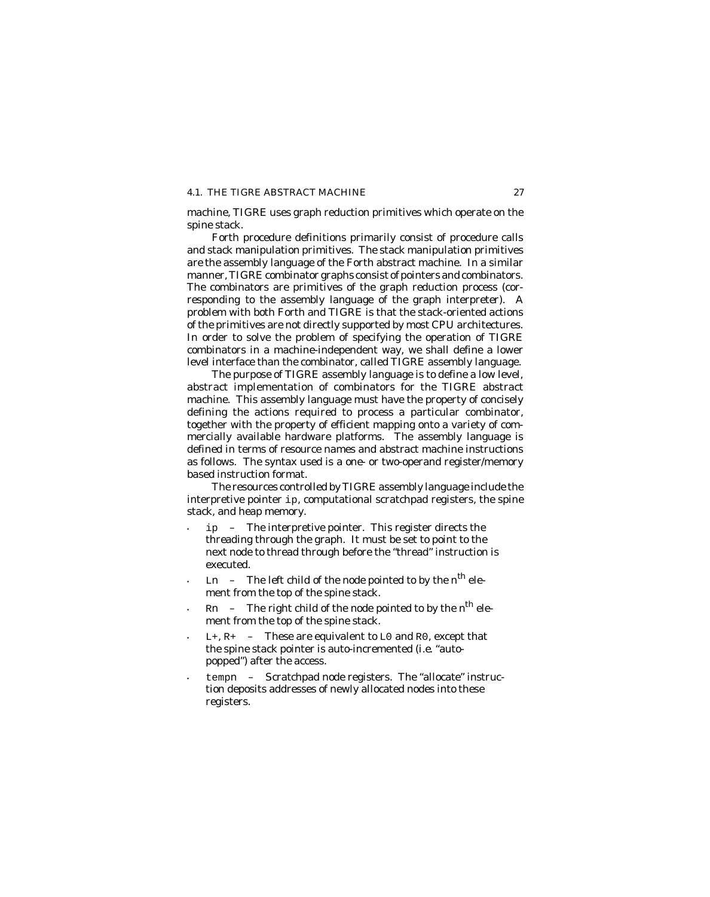machine, TIGRE uses graph reduction primitives which operate on the spine stack.

Forth procedure definitions primarily consist of procedure calls and stack manipulation primitives. The stack manipulation primitives are the assembly language of the Forth abstract machine. In a similar manner, TIGRE combinator graphs consist of pointers and combinators. The combinators are primitives of the graph reduction process (corresponding to the assembly language of the graph interpreter). A problem with both Forth and TIGRE is that the stack-oriented actions of the primitives are not directly supported by most CPU architectures. In order to solve the problem of specifying the operation of TIGRE combinators in a machine-independent way, we shall define a lower level interface than the combinator, called TIGRE assembly language.

The purpose of TIGRE assembly language is to define a low level, abstract implementation of combinators for the TIGRE abstract machine. This assembly language must have the property of concisely defining the actions required to process a particular combinator, together with the property of efficient mapping onto a variety of commercially available hardware platforms. The assembly language is defined in terms of resource names and abstract machine instructions as follows. The syntax used is a one- or two-operand register/memory based instruction format.

The resources controlled by TIGRE assembly language include the interpretive pointer `ip`, computational scratchpad registers, the spine stack, and heap memory.

- `ip` – The interpretive pointer. This register directs the threading through the graph. It must be set to point to the next node to thread through before the "thread" instruction is executed.
- `Ln` – The left child of the node pointed to by the n$^{th}$ element from the top of the spine stack.
- `Rn` – The right child of the node pointed to by the n$^{th}$ element from the top of the spine stack.
- `L+`, `R+` – These are equivalent to `L0` and `R0`, except that the spine stack pointer is auto-incremented (i.e. "auto-popped") after the access.
- `tempn` – Scratchpad node registers. The "allocate" instruction deposits addresses of newly allocated nodes into these registers.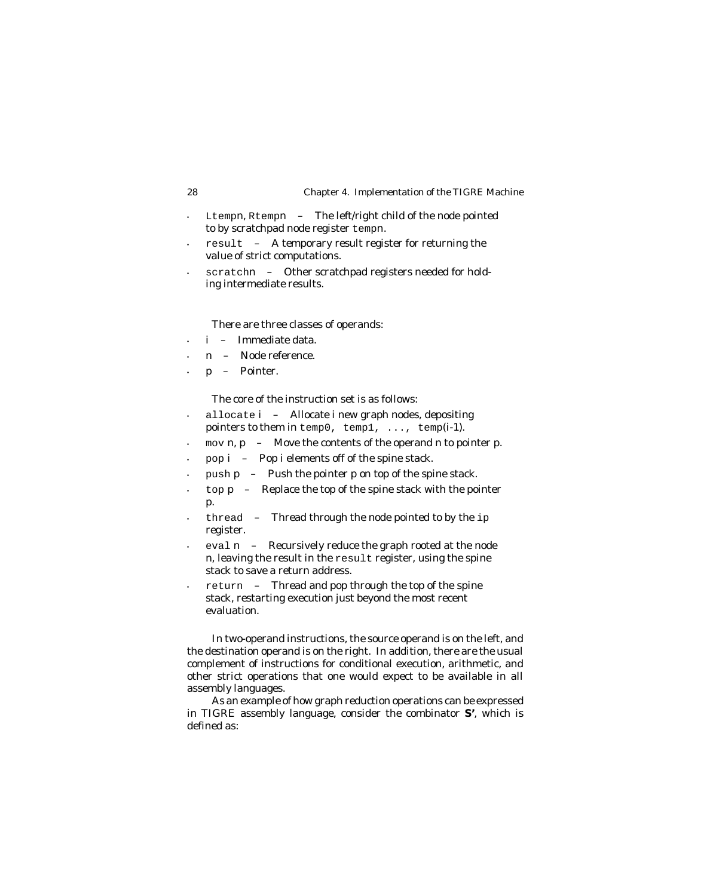- `Ltempn`, `Rtempn` – The left/right child of the node pointed to by scratchpad node register `tempn`.
- `result` – A temporary result register for returning the value of strict computations.
- `scratchn` – Other scratchpad registers needed for holding intermediate results.

There are three classes of operands:

- i – Immediate data.
- n – Node reference.
- p – Pointer.

The core of the instruction set is as follows:

- `allocate` i – Allocate i new graph nodes, depositing pointers to them in `temp0, temp1, ..., temp`(i-1).
- `mov` n, p – Move the contents of the operand n to pointer p.
- `pop` i – Pop i elements off of the spine stack.
- `push` p – Push the pointer p on top of the spine stack.
- `top` p – Replace the top of the spine stack with the pointer p.
- `thread` – Thread through the node pointed to by the `ip` register.
- `eval` n – Recursively reduce the graph rooted at the node n, leaving the result in the `result` register, using the spine stack to save a return address.
- `return` – Thread and pop through the top of the spine stack, restarting execution just beyond the most recent evaluation.

In two-operand instructions, the source operand is on the left, and the destination operand is on the right. In addition, there are the usual complement of instructions for conditional execution, arithmetic, and other strict operations that one would expect to be available in all assembly languages.

As an example of how graph reduction operations can be expressed in TIGRE assembly language, consider the combinator **S'**, which is defined as: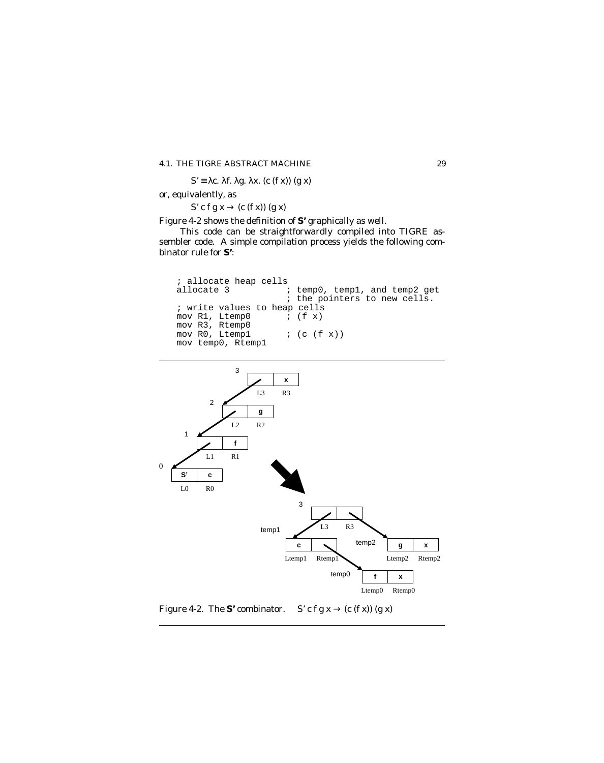$$S' \equiv \lambda c.\ \lambda f.\ \lambda g.\ \lambda x.\ (c\ (f\ x))\ (g\ x)$$

or, equivalently, as

$$S'\ c\ f\ g\ x \rightarrow (c\ (f\ x))\ (g\ x)$$

Figure 4-2 shows the definition of **S'** graphically as well.

This code can be straightforwardly compiled into TIGRE assembler code. A simple compilation process yields the following combinator rule for **S'**:

```
; allocate heap cells
allocate 3           ; temp0, temp1, and temp2 get
                     ; the pointers to new cells.
; write values to heap cells
mov R1, Ltemp0       ; (f x)
mov R3, Rtemp0
mov R0, Ltemp1       ; (c (f x))
mov temp0, Rtemp1
```

Figure 4-2. The **S'** combinator. $S'\ c\ f\ g\ x \rightarrow (c\ (f\ x))\ (g\ x)$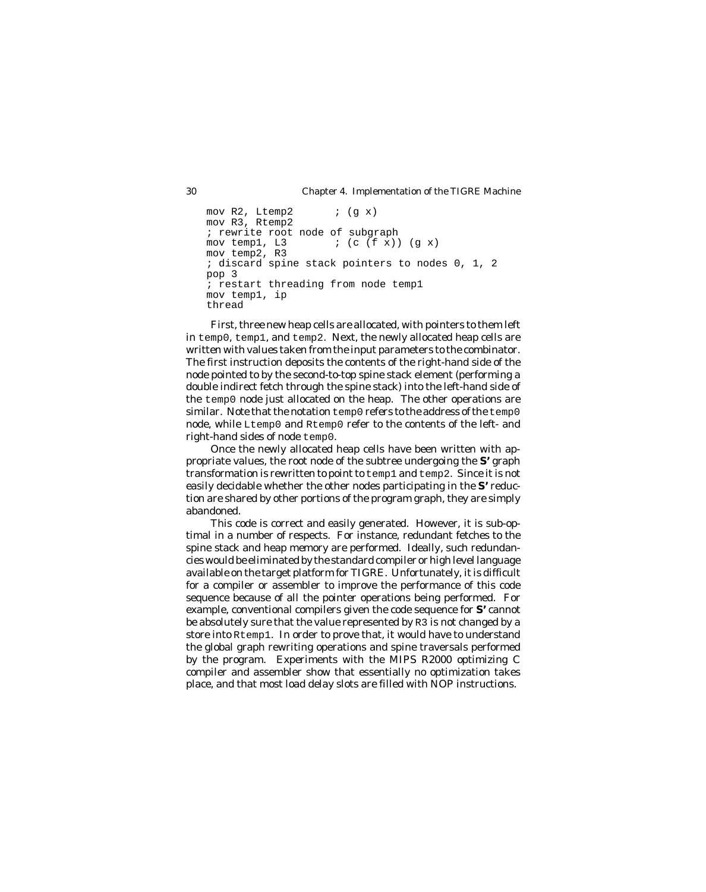```
mov R2, Ltemp2       ; (g x)
mov R3, Rtemp2
; rewrite root node of subgraph
mov temp1, L3        ; (c (f x)) (g x)
mov temp2, R3
; discard spine stack pointers to nodes 0, 1, 2
pop 3
; restart threading from node temp1
mov temp1, ip
thread
```

First, three new heap cells are allocated, with pointers to them left in `temp0`, `temp1`, and `temp2`. Next, the newly allocated heap cells are written with values taken from the input parameters to the combinator. The first instruction deposits the contents of the right-hand side of the node pointed to by the second-to-top spine stack element (performing a double indirect fetch through the spine stack) into the left-hand side of the `temp0` node just allocated on the heap. The other operations are similar. Note that the notation `temp0` refers to the address of the `temp0` node, while `Ltemp0` and `Rtemp0` refer to the contents of the left- and right-hand sides of node `temp0`.

Once the newly allocated heap cells have been written with appropriate values, the root node of the subtree undergoing the **S'** graph transformation is rewritten to point to `temp1` and `temp2`. Since it is not easily decidable whether the other nodes participating in the **S'** reduction are shared by other portions of the program graph, they are simply abandoned.

This code is correct and easily generated. However, it is sub-optimal in a number of respects. For instance, redundant fetches to the spine stack and heap memory are performed. Ideally, such redundancies would be eliminated by the standard compiler or high level language available on the target platform for TIGRE. Unfortunately, it is difficult for a compiler or assembler to improve the performance of this code sequence because of all the pointer operations being performed. For example, conventional compilers given the code sequence for **S'** cannot be absolutely sure that the value represented by `R3` is not changed by a store into `Rtemp1`. In order to prove that, it would have to understand the global graph rewriting operations and spine traversals performed by the program. Experiments with the MIPS R2000 optimizing C compiler and assembler show that essentially no optimization takes place, and that most load delay slots are filled with NOP instructions.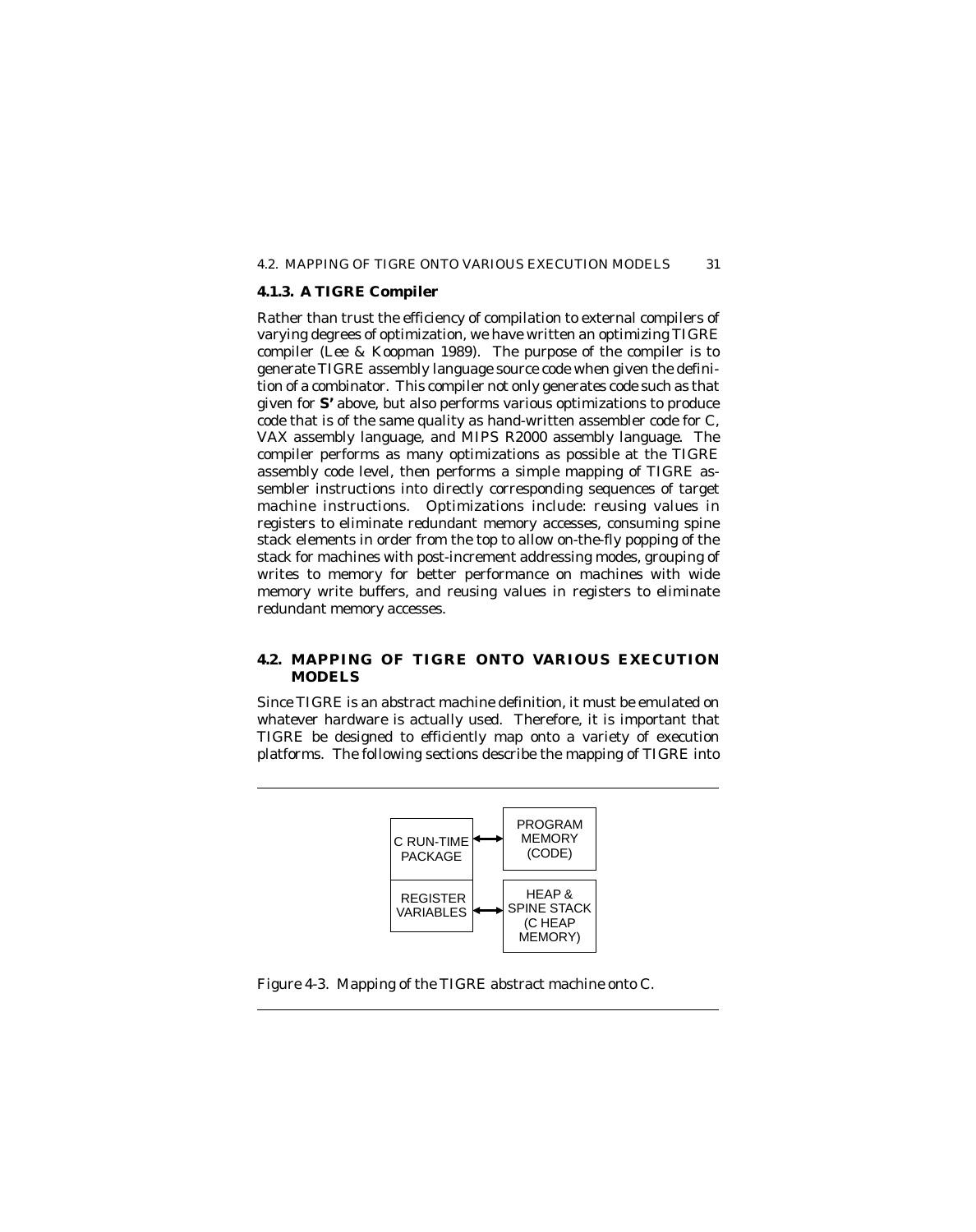### 4.1.3. A TIGRE Compiler

Rather than trust the efficiency of compilation to external compilers of varying degrees of optimization, we have written an optimizing TIGRE compiler (Lee & Koopman 1989). The purpose of the compiler is to generate TIGRE assembly language source code when given the definition of a combinator. This compiler not only generates code such as that given for **S'** above, but also performs various optimizations to produce code that is of the same quality as hand-written assembler code for C, VAX assembly language, and MIPS R2000 assembly language. The compiler performs as many optimizations as possible at the TIGRE assembly code level, then performs a simple mapping of TIGRE assembler instructions into directly corresponding sequences of target machine instructions. Optimizations include: reusing values in registers to eliminate redundant memory accesses, consuming spine stack elements in order from the top to allow on-the-fly popping of the stack for machines with post-increment addressing modes, grouping of writes to memory for better performance on machines with wide memory write buffers, and reusing values in registers to eliminate redundant memory accesses.

## 4.2. MAPPING OF TIGRE ONTO VARIOUS EXECUTION MODELS

Since TIGRE is an abstract machine definition, it must be emulated on whatever hardware is actually used. Therefore, it is important that TIGRE be designed to efficiently map onto a variety of execution platforms. The following sections describe the mapping of TIGRE into

| C RUN-TIME PACKAGE | ↔ | PROGRAM MEMORY (CODE) |
|---|---|---|
| REGISTER VARIABLES | ↔ | HEAP & SPINE STACK (C HEAP MEMORY) |

Figure 4-3. Mapping of the TIGRE abstract machine onto C.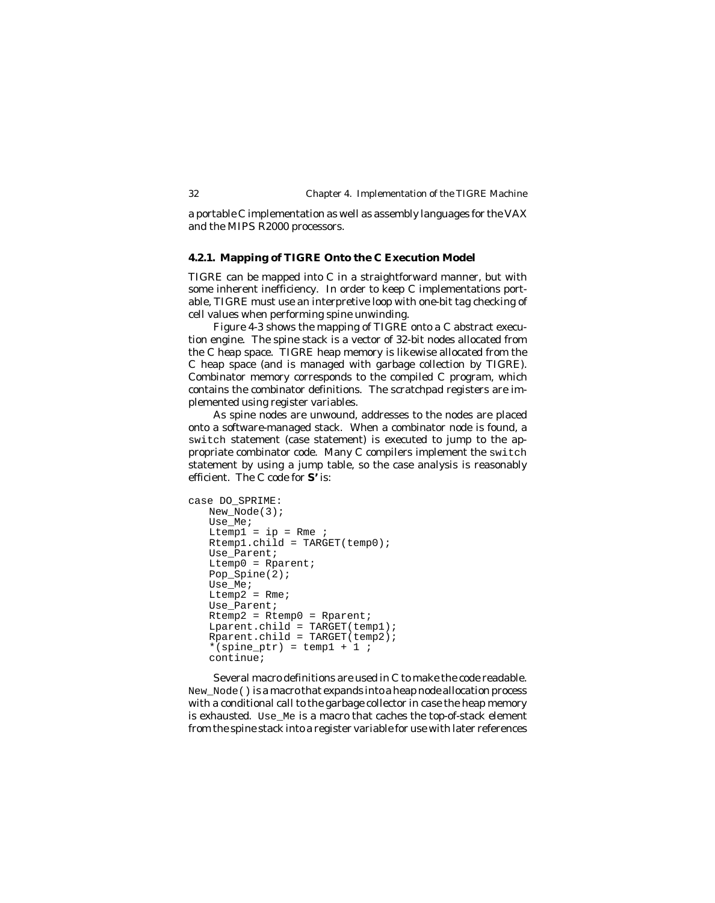a portable C implementation as well as assembly languages for the VAX and the MIPS R2000 processors.

### 4.2.1. Mapping of TIGRE Onto the C Execution Model

TIGRE can be mapped into C in a straightforward manner, but with some inherent inefficiency. In order to keep C implementations portable, TIGRE must use an interpretive loop with one-bit tag checking of cell values when performing spine unwinding.

Figure 4-3 shows the mapping of TIGRE onto a C abstract execution engine. The spine stack is a vector of 32-bit nodes allocated from the C heap space. TIGRE heap memory is likewise allocated from the C heap space (and is managed with garbage collection by TIGRE). Combinator memory corresponds to the compiled C program, which contains the combinator definitions. The scratchpad registers are implemented using register variables.

As spine nodes are unwound, addresses to the nodes are placed onto a software-managed stack. When a combinator node is found, a `switch` statement (case statement) is executed to jump to the appropriate combinator code. Many C compilers implement the `switch` statement by using a jump table, so the case analysis is reasonably efficient. The C code for **S'** is:

```
case DO_SPRIME:
    New_Node(3);
    Use_Me;
    Ltemp1 = ip = Rme ;
    Rtemp1.child = TARGET(temp0);
    Use_Parent;
    Ltemp0 = Rparent;
    Pop_Spine(2);
    Use_Me;
    Ltemp2 = Rme;
    Use_Parent;
    Rtemp2 = Rtemp0 = Rparent;
    Lparent.child = TARGET(temp1);
    Rparent.child = TARGET(temp2);
    *(spine_ptr) = temp1 + 1 ;
    continue;
```

Several macro definitions are used in C to make the code readable. `New_Node()` is a macro that expands into a heap node allocation process with a conditional call to the garbage collector in case the heap memory is exhausted. `Use_Me` is a macro that caches the top-of-stack element from the spine stack into a register variable for use with later references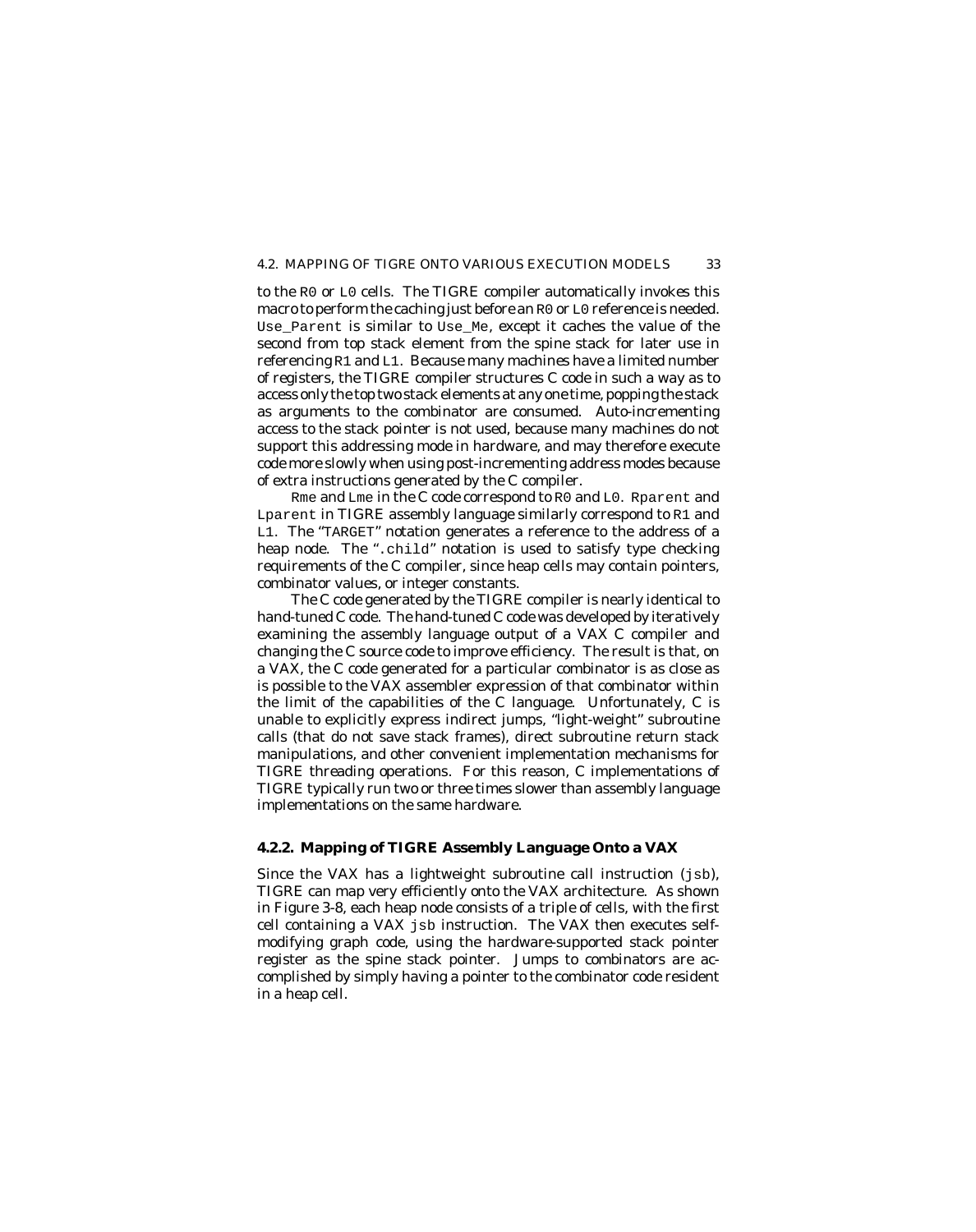to the R0 or L0 cells. The TIGRE compiler automatically invokes this macro to perform the caching just before an R0 or L0 reference is needed. Use_Parent is similar to Use_Me, except it caches the value of the second from top stack element from the spine stack for later use in referencing R1 and L1. Because many machines have a limited number of registers, the TIGRE compiler structures C code in such a way as to access only the top two stack elements at any one time, popping the stack as arguments to the combinator are consumed. Auto-incrementing access to the stack pointer is not used, because many machines do not support this addressing mode in hardware, and may therefore execute code more slowly when using post-incrementing address modes because of extra instructions generated by the C compiler.

Rme and Lme in the C code correspond to R0 and L0. Rparent and Lparent in TIGRE assembly language similarly correspond to R1 and L1. The "TARGET" notation generates a reference to the address of a heap node. The ".child" notation is used to satisfy type checking requirements of the C compiler, since heap cells may contain pointers, combinator values, or integer constants.

The C code generated by the TIGRE compiler is nearly identical to hand-tuned C code. The hand-tuned C code was developed by iteratively examining the assembly language output of a VAX C compiler and changing the C source code to improve efficiency. The result is that, on a VAX, the C code generated for a particular combinator is as close as is possible to the VAX assembler expression of that combinator within the limit of the capabilities of the C language. Unfortunately, C is unable to explicitly express indirect jumps, "light-weight" subroutine calls (that do not save stack frames), direct subroutine return stack manipulations, and other convenient implementation mechanisms for TIGRE threading operations. For this reason, C implementations of TIGRE typically run two or three times slower than assembly language implementations on the same hardware.

### 4.2.2. Mapping of TIGRE Assembly Language Onto a VAX

Since the VAX has a lightweight subroutine call instruction (jsb), TIGRE can map very efficiently onto the VAX architecture. As shown in Figure 3-8, each heap node consists of a triple of cells, with the first cell containing a VAX jsb instruction. The VAX then executes self-modifying graph code, using the hardware-supported stack pointer register as the spine stack pointer. Jumps to combinators are accomplished by simply having a pointer to the combinator code resident in a heap cell.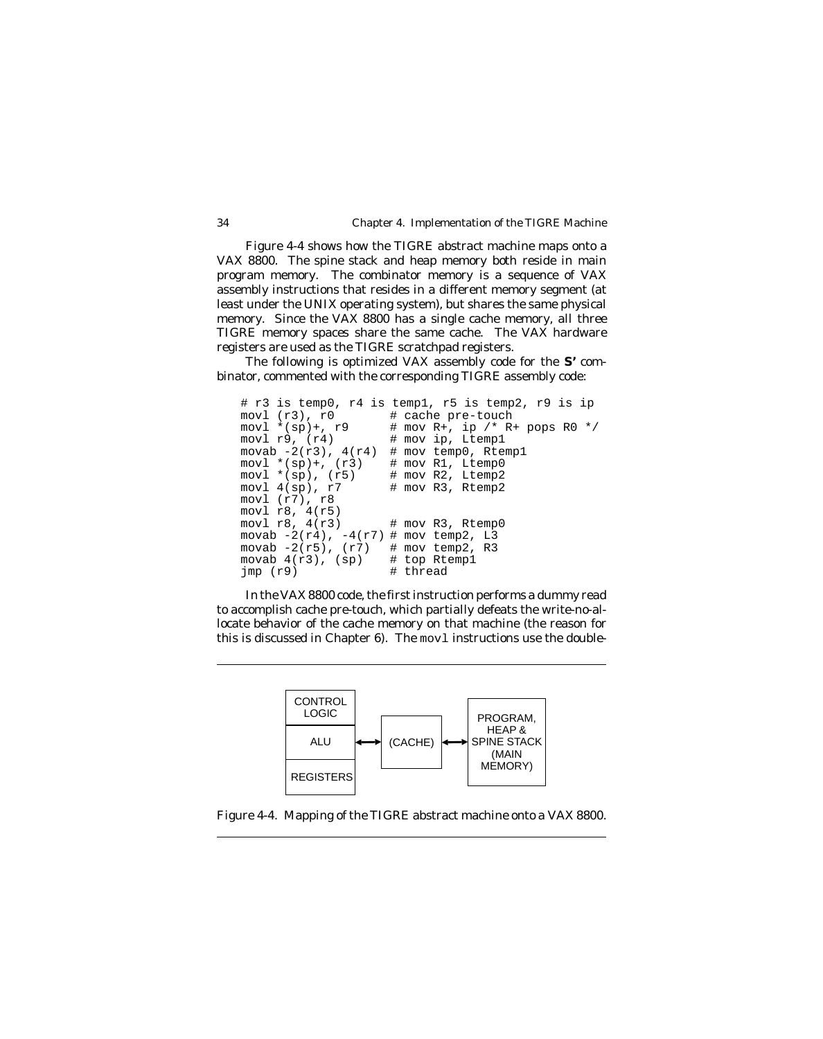Figure 4-4 shows how the TIGRE abstract machine maps onto a VAX 8800. The spine stack and heap memory both reside in main program memory. The combinator memory is a sequence of VAX assembly instructions that resides in a different memory segment (at least under the UNIX operating system), but shares the same physical memory. Since the VAX 8800 has a single cache memory, all three TIGRE memory spaces share the same cache. The VAX hardware registers are used as the TIGRE scratchpad registers.

The following is optimized VAX assembly code for the **S'** combinator, commented with the corresponding TIGRE assembly code:

```
# r3 is temp0, r4 is temp1, r5 is temp2, r9 is ip
movl (r3), r0         # cache pre-touch
movl *(sp)+, r9       # mov R+, ip /* R+ pops R0 */
movl r9, (r4)         # mov ip, Ltemp1
movab -2(r3), 4(r4)   # mov temp0, Rtemp1
movl *(sp)+, (r3)     # mov R1, Ltemp0
movl *(sp), (r5)      # mov R2, Ltemp2
movl 4(sp), r7        # mov R3, Rtemp2
movl (r7), r8
movl r8, 4(r5)
movl r8, 4(r3)        # mov R3, Rtemp0
movab -2(r4), -4(r7) # mov temp2, L3
movab -2(r5), (r7)    # mov temp2, R3
movab 4(r3), (sp)     # top Rtemp1
jmp (r9)              # thread
```

In the VAX 8800 code, the first instruction performs a dummy read to accomplish cache pre-touch, which partially defeats the write-no-allocate behavior of the cache memory on that machine (the reason for this is discussed in Chapter 6). The `movl` instructions use the double-

| CONTROL LOGIC / ALU / REGISTERS | ⟷ | (CACHE) | ⟷ | PROGRAM, HEAP & SPINE STACK (MAIN MEMORY) |
|---|---|---|---|---|

Figure 4-4. Mapping of the TIGRE abstract machine onto a VAX 8800.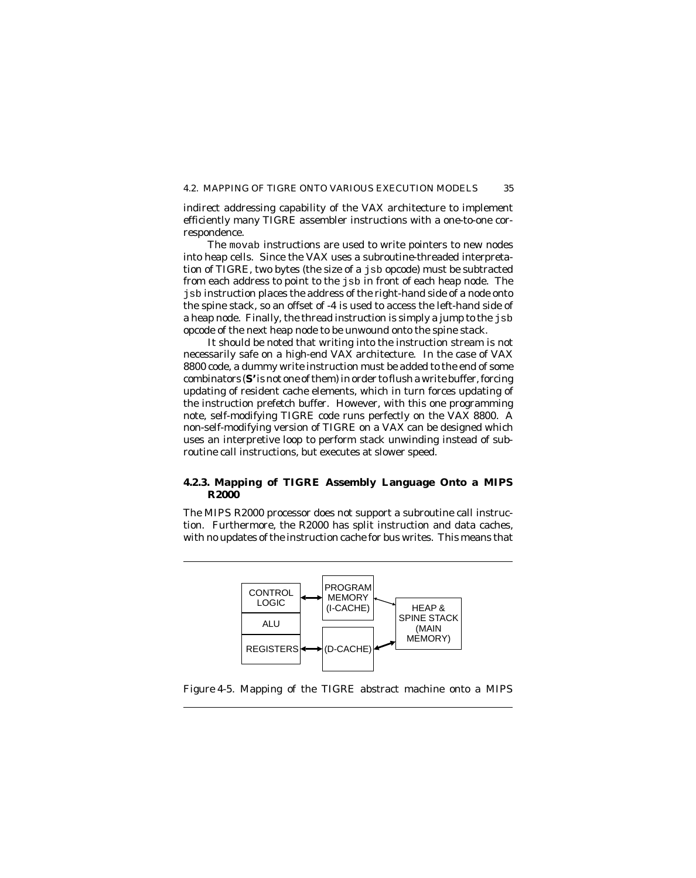indirect addressing capability of the VAX architecture to implement efficiently many TIGRE assembler instructions with a one-to-one correspondence.

The movab instructions are used to write pointers to new nodes into heap cells. Since the VAX uses a subroutine-threaded interpretation of TIGRE, two bytes (the size of a jsb opcode) must be subtracted from each address to point to the jsb in front of each heap node. The jsb instruction places the address of the right-hand side of a node onto the spine stack, so an offset of -4 is used to access the left-hand side of a heap node. Finally, the thread instruction is simply a jump to the jsb opcode of the next heap node to be unwound onto the spine stack.

It should be noted that writing into the instruction stream is not necessarily safe on a high-end VAX architecture. In the case of VAX 8800 code, a dummy write instruction must be added to the end of some combinators (**S'** is not one of them) in order to flush a write buffer, forcing updating of resident cache elements, which in turn forces updating of the instruction prefetch buffer. However, with this one programming note, self-modifying TIGRE code runs perfectly on the VAX 8800. A non-self-modifying version of TIGRE on a VAX can be designed which uses an interpretive loop to perform stack unwinding instead of subroutine call instructions, but executes at slower speed.

### 4.2.3. Mapping of TIGRE Assembly Language Onto a MIPS R2000

The MIPS R2000 processor does not support a subroutine call instruction. Furthermore, the R2000 has split instruction and data caches, with no updates of the instruction cache for bus writes. This means that

CONTROL LOGIC | ALU | REGISTERS — PROGRAM MEMORY (I-CACHE) — (D-CACHE) — HEAP & SPINE STACK (MAIN MEMORY)

Figure 4-5. Mapping of the TIGRE abstract machine onto a MIPS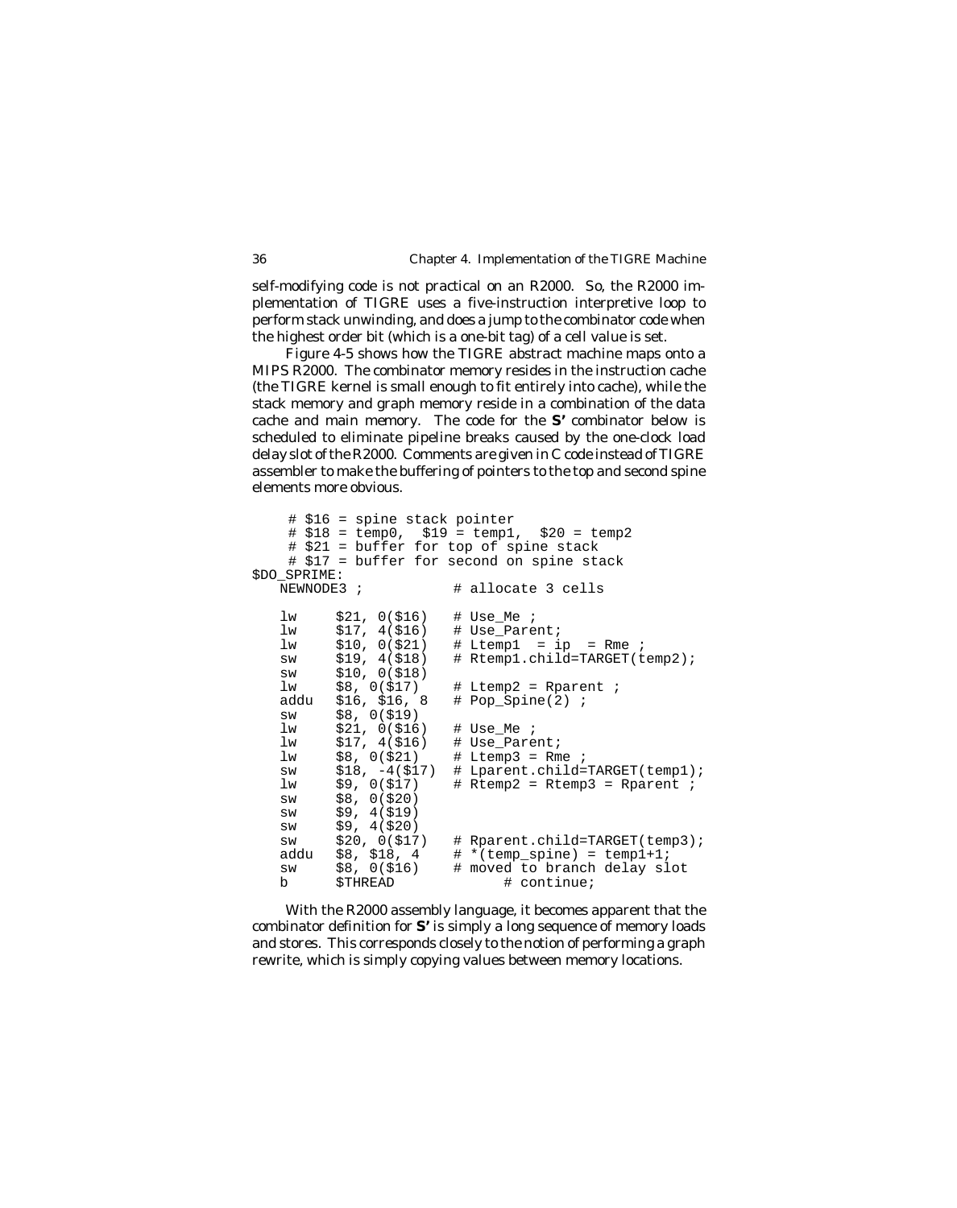self-modifying code is not practical on an R2000. So, the R2000 implementation of TIGRE uses a five-instruction interpretive loop to perform stack unwinding, and does a jump to the combinator code when the highest order bit (which is a one-bit tag) of a cell value is set.

Figure 4-5 shows how the TIGRE abstract machine maps onto a MIPS R2000. The combinator memory resides in the instruction cache (the TIGRE kernel is small enough to fit entirely into cache), while the stack memory and graph memory reside in a combination of the data cache and main memory. The code for the **S'** combinator below is scheduled to eliminate pipeline breaks caused by the one-clock load delay slot of the R2000. Comments are given in C code instead of TIGRE assembler to make the buffering of pointers to the top and second spine elements more obvious.

```
     # $16 = spine stack pointer
     # $18 = temp0,  $19 = temp1,  $20 = temp2
     # $21 = buffer for top of spine stack
     # $17 = buffer for second on spine stack
$DO_SPRIME:
   NEWNODE3 ;            # allocate 3 cells

   lw     $21, 0($16)    # Use_Me ;
   lw     $17, 4($16)    # Use_Parent;
   lw     $10, 0($21)    # Ltemp1  = ip  = Rme ;
   sw     $19, 4($18)    # Rtemp1.child=TARGET(temp2);
   sw     $10, 0($18)
   lw     $8, 0($17)     # Ltemp2 = Rparent ;
   addu   $16, $16, 8    # Pop_Spine(2) ;
   sw     $8, 0($19)
   lw     $21, 0($16)    # Use_Me ;
   lw     $17, 4($16)    # Use_Parent;
   lw     $8, 0($21)     # Ltemp3 = Rme ;
   sw     $18, -4($17)   # Lparent.child=TARGET(temp1);
   lw     $9, 0($17)     # Rtemp2 = Rtemp3 = Rparent ;
   sw     $8, 0($20)
   sw     $9, 4($19)
   sw     $9, 4($20)
   sw     $20, 0($17)    # Rparent.child=TARGET(temp3);
   addu   $8, $18, 4     # *(temp_spine) = temp1+1;
   sw     $8, 0($16)     # moved to branch delay slot
   b      $THREAD              # continue;
```

With the R2000 assembly language, it becomes apparent that the combinator definition for **S'** is simply a long sequence of memory loads and stores. This corresponds closely to the notion of performing a graph rewrite, which is simply copying values between memory locations.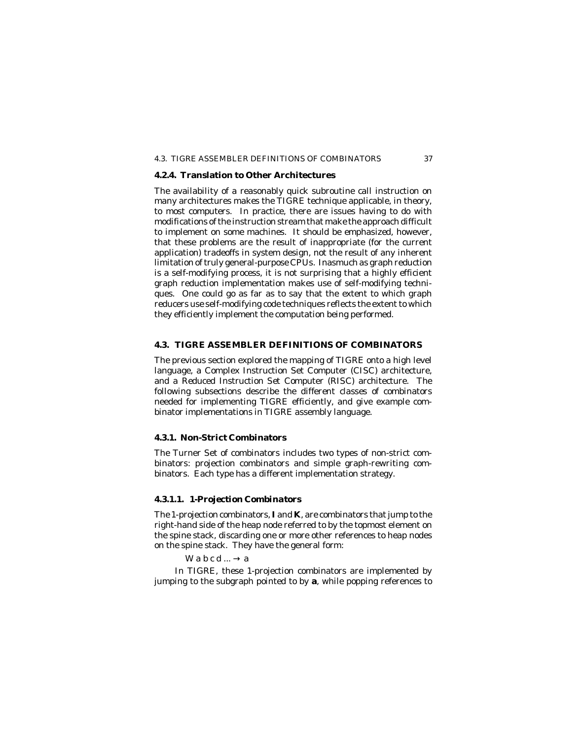#### 4.2.4. Translation to Other Architectures

The availability of a reasonably quick subroutine call instruction on many architectures makes the TIGRE technique applicable, in theory, to most computers. In practice, there are issues having to do with modifications of the instruction stream that make the approach difficult to implement on some machines. It should be emphasized, however, that these problems are the result of inappropriate (for the current application) tradeoffs in system design, not the result of any inherent limitation of truly general-purpose CPUs. Inasmuch as graph reduction is a self-modifying process, it is not surprising that a highly efficient graph reduction implementation makes use of self-modifying techniques. One could go as far as to say that the extent to which graph reducers use self-modifying code techniques reflects the extent to which they efficiently implement the computation being performed.

### 4.3. TIGRE ASSEMBLER DEFINITIONS OF COMBINATORS

The previous section explored the mapping of TIGRE onto a high level language, a Complex Instruction Set Computer (CISC) architecture, and a Reduced Instruction Set Computer (RISC) architecture. The following subsections describe the different classes of combinators needed for implementing TIGRE efficiently, and give example combinator implementations in TIGRE assembly language.

#### 4.3.1. Non-Strict Combinators

The Turner Set of combinators includes two types of non-strict combinators: projection combinators and simple graph-rewriting combinators. Each type has a different implementation strategy.

##### 4.3.1.1. 1-Projection Combinators

The 1-projection combinators, **I** and **K**, are combinators that jump to the right-hand side of the heap node referred to by the topmost element on the spine stack, discarding one or more other references to heap nodes on the spine stack. They have the general form:

W a b c d ... → a

In TIGRE, these 1-projection combinators are implemented by jumping to the subgraph pointed to by **a**, while popping references to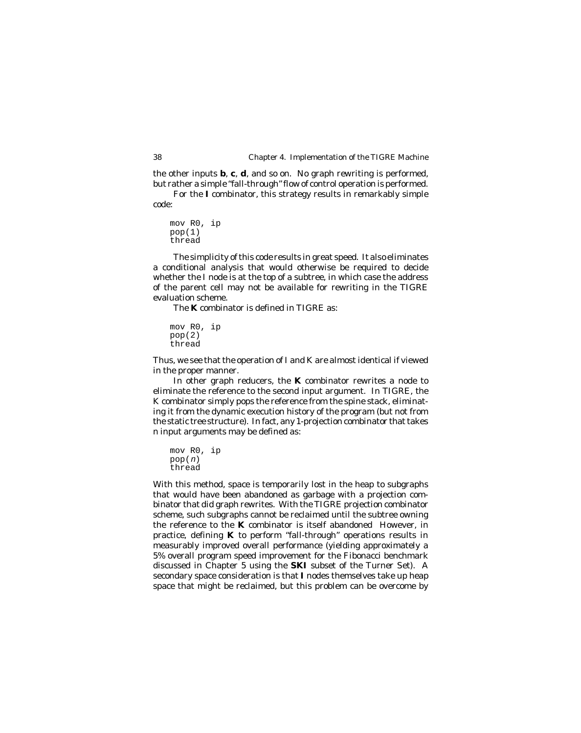the other inputs **b**, **c**, **d**, and so on. No graph rewriting is performed, but rather a simple "fall-through" flow of control operation is performed.

For the **I** combinator, this strategy results in remarkably simple code:

```
mov R0, ip
pop(1)
thread
```

The simplicity of this code results in great speed. It also eliminates a conditional analysis that would otherwise be required to decide whether the I node is at the top of a subtree, in which case the address of the parent cell may not be available for rewriting in the TIGRE evaluation scheme.

The **K** combinator is defined in TIGRE as:

```
mov R0, ip
pop(2)
thread
```

Thus, we see that the operation of I and K are almost identical if viewed in the proper manner.

In other graph reducers, the **K** combinator rewrites a node to eliminate the reference to the second input argument. In TIGRE, the K combinator simply pops the reference from the spine stack, eliminating it from the dynamic execution history of the program (but not from the static tree structure). In fact, any 1-projection combinator that takes n input arguments may be defined as:

```
mov R0, ip
pop(n)
thread
```

With this method, space is temporarily lost in the heap to subgraphs that would have been abandoned as garbage with a projection combinator that did graph rewrites. With the TIGRE projection combinator scheme, such subgraphs cannot be reclaimed until the subtree owning the reference to the **K** combinator is itself abandoned However, in practice, defining **K** to perform "fall-through" operations results in measurably improved overall performance (yielding approximately a 5% overall program speed improvement for the Fibonacci benchmark discussed in Chapter 5 using the **SKI** subset of the Turner Set). A secondary space consideration is that **I** nodes themselves take up heap space that might be reclaimed, but this problem can be overcome by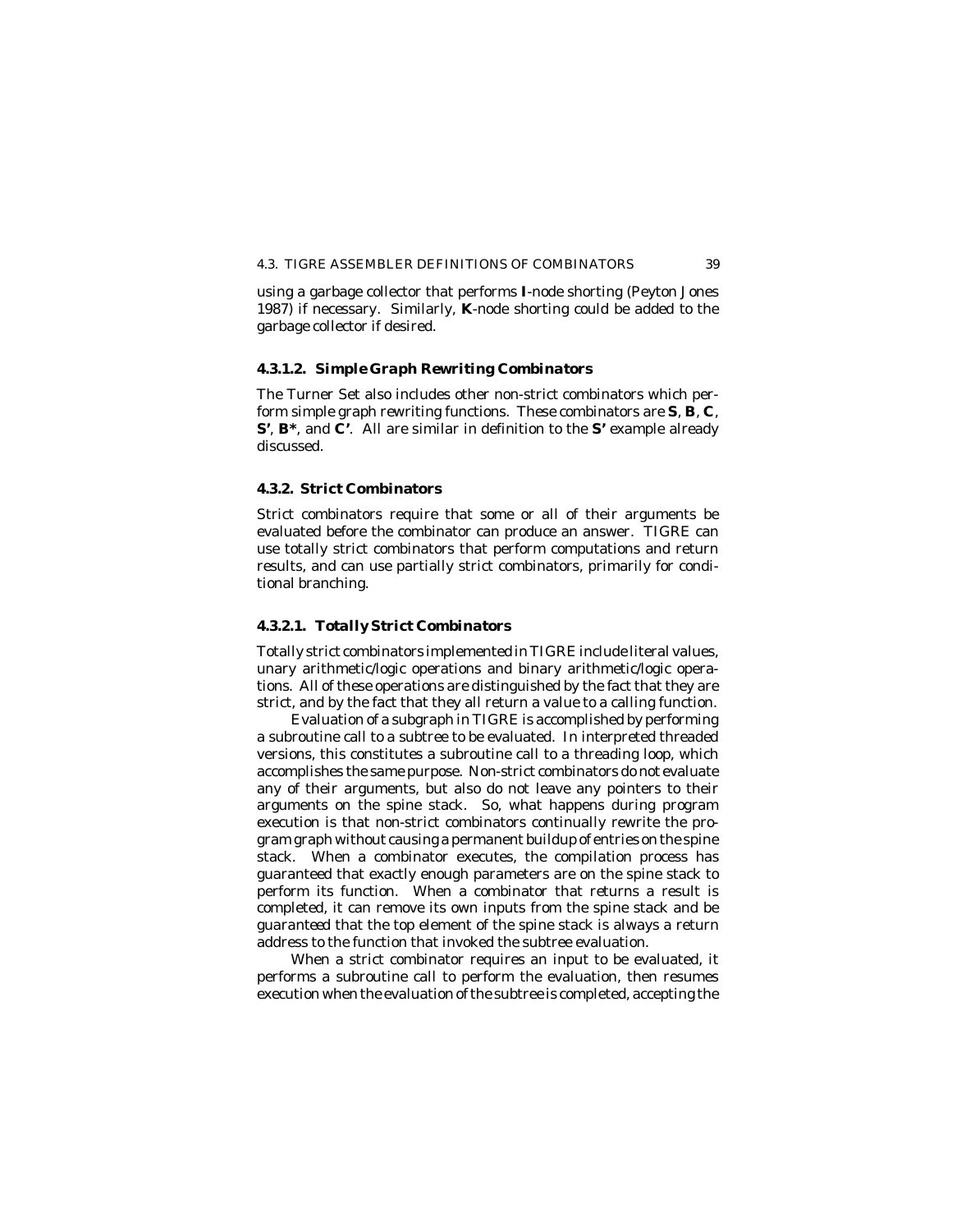using a garbage collector that performs **I**-node shorting (Peyton Jones 1987) if necessary. Similarly, **K**-node shorting could be added to the garbage collector if desired.

#### 4.3.1.2. Simple Graph Rewriting Combinators

The Turner Set also includes other non-strict combinators which perform simple graph rewriting functions. These combinators are **S**, **B**, **C**, **S'**, **B***, and **C'**. All are similar in definition to the **S'** example already discussed.

### 4.3.2. Strict Combinators

Strict combinators require that some or all of their arguments be evaluated before the combinator can produce an answer. TIGRE can use totally strict combinators that perform computations and return results, and can use partially strict combinators, primarily for conditional branching.

#### 4.3.2.1. Totally Strict Combinators

Totally strict combinators implemented in TIGRE include literal values, unary arithmetic/logic operations and binary arithmetic/logic operations. All of these operations are distinguished by the fact that they are strict, and by the fact that they all return a value to a calling function.

Evaluation of a subgraph in TIGRE is accomplished by performing a subroutine call to a subtree to be evaluated. In interpreted threaded versions, this constitutes a subroutine call to a threading loop, which accomplishes the same purpose. Non-strict combinators do not evaluate any of their arguments, but also do not leave any pointers to their arguments on the spine stack. So, what happens during program execution is that non-strict combinators continually rewrite the program graph without causing a permanent buildup of entries on the spine stack. When a combinator executes, the compilation process has guaranteed that exactly enough parameters are on the spine stack to perform its function. When a combinator that returns a result is completed, it can remove its own inputs from the spine stack and be guaranteed that the top element of the spine stack is always a return address to the function that invoked the subtree evaluation.

When a strict combinator requires an input to be evaluated, it performs a subroutine call to perform the evaluation, then resumes execution when the evaluation of the subtree is completed, accepting the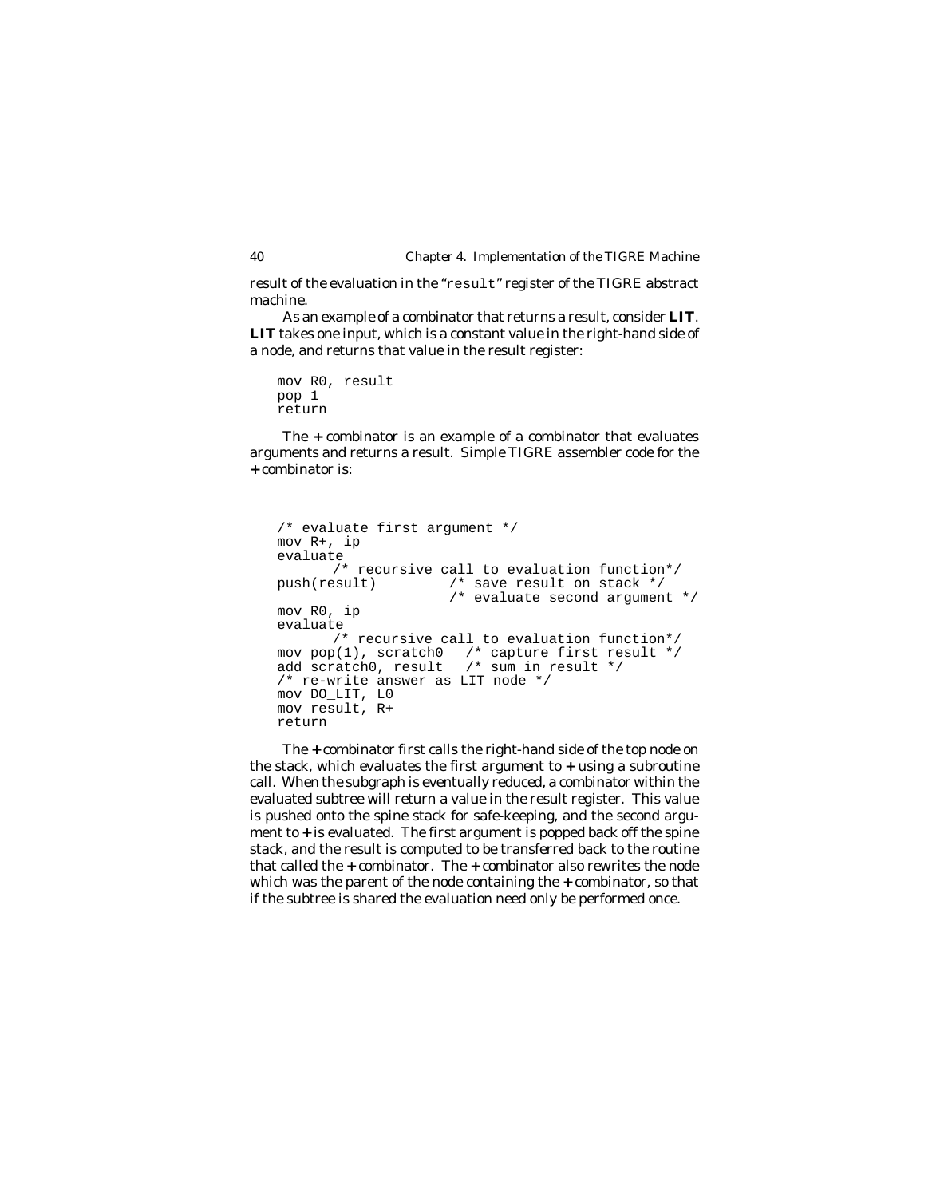result of the evaluation in the "result" register of the TIGRE abstract machine.

As an example of a combinator that returns a result, consider **LIT**. **LIT** takes one input, which is a constant value in the right-hand side of a node, and returns that value in the result register:

```
mov R0, result
pop 1
return
```

The **+** combinator is an example of a combinator that evaluates arguments and returns a result. Simple TIGRE assembler code for the **+** combinator is:

```
/* evaluate first argument */
mov R+, ip
evaluate
      /* recursive call to evaluation function*/
push(result)        /* save result on stack */
                    /* evaluate second argument */
mov R0, ip
evaluate
      /* recursive call to evaluation function*/
mov pop(1), scratch0  /* capture first result */
add scratch0, result  /* sum in result */
/* re-write answer as LIT node */
mov DO_LIT, L0
mov result, R+
return
```

The **+** combinator first calls the right-hand side of the top node on the stack, which evaluates the first argument to **+** using a subroutine call. When the subgraph is eventually reduced, a combinator within the evaluated subtree will return a value in the result register. This value is pushed onto the spine stack for safe-keeping, and the second argument to **+** is evaluated. The first argument is popped back off the spine stack, and the result is computed to be transferred back to the routine that called the **+** combinator. The **+** combinator also rewrites the node which was the parent of the node containing the **+** combinator, so that if the subtree is shared the evaluation need only be performed once.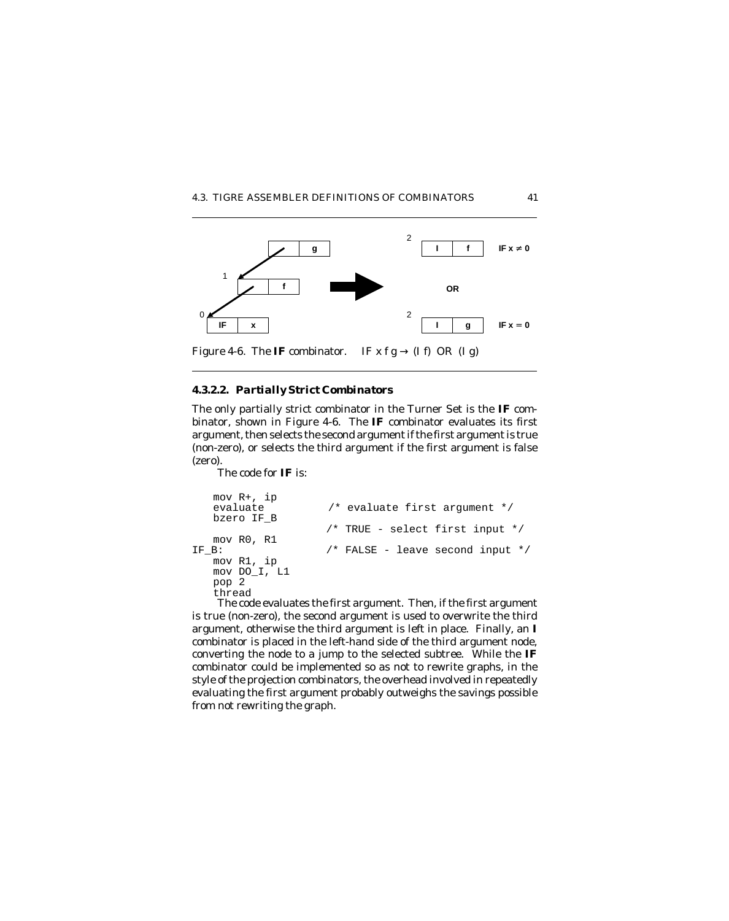Figure 4-6. The **IF** combinator. IF x f g → (I f) OR (I g)

#### 4.3.2.2. Partially Strict Combinators

The only partially strict combinator in the Turner Set is the **IF** combinator, shown in Figure 4-6. The **IF** combinator evaluates its first argument, then selects the second argument if the first argument is true (non-zero), or selects the third argument if the first argument is false (zero).

The code for **IF** is:

```
   mov R+, ip
   evaluate          /* evaluate first argument */
   bzero IF_B
                     /* TRUE - select first input */
   mov R0, R1
IF_B:                /* FALSE - leave second input */
   mov R1, ip
   mov DO_I, L1
   pop 2
   thread
```

The code evaluates the first argument. Then, if the first argument is true (non-zero), the second argument is used to overwrite the third argument, otherwise the third argument is left in place. Finally, an **I** combinator is placed in the left-hand side of the third argument node, converting the node to a jump to the selected subtree. While the **IF** combinator could be implemented so as not to rewrite graphs, in the style of the projection combinators, the overhead involved in repeatedly evaluating the first argument probably outweighs the savings possible from not rewriting the graph.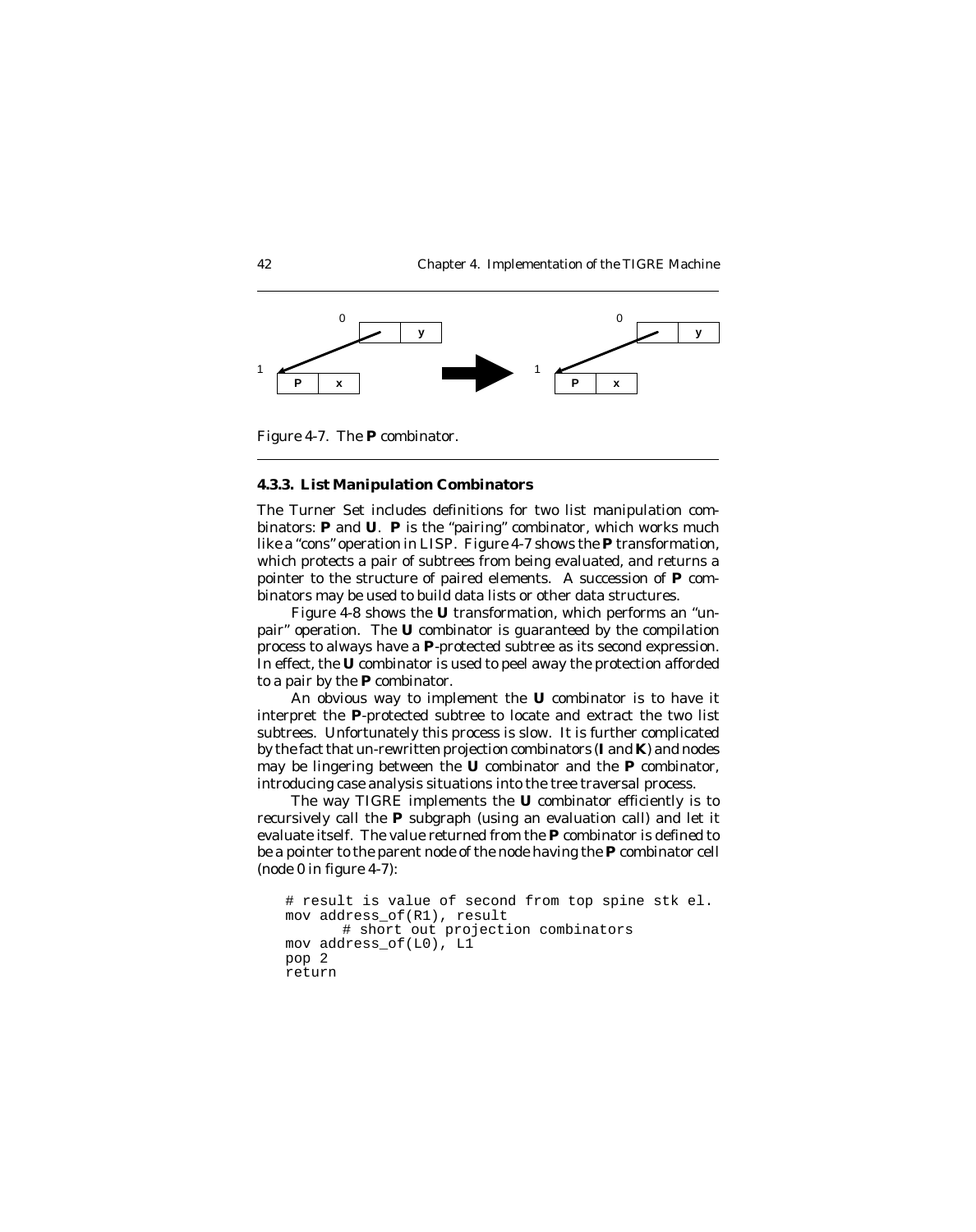Figure 4-7. The **P** combinator.

### 4.3.3. List Manipulation Combinators

The Turner Set includes definitions for two list manipulation combinators: **P** and **U**. **P** is the "pairing" combinator, which works much like a "cons" operation in LISP. Figure 4-7 shows the **P** transformation, which protects a pair of subtrees from being evaluated, and returns a pointer to the structure of paired elements. A succession of **P** combinators may be used to build data lists or other data structures.

Figure 4-8 shows the **U** transformation, which performs an "unpair" operation. The **U** combinator is guaranteed by the compilation process to always have a **P**-protected subtree as its second expression. In effect, the **U** combinator is used to peel away the protection afforded to a pair by the **P** combinator.

An obvious way to implement the **U** combinator is to have it interpret the **P**-protected subtree to locate and extract the two list subtrees. Unfortunately this process is slow. It is further complicated by the fact that un-rewritten projection combinators (**I** and **K**) and nodes may be lingering between the **U** combinator and the **P** combinator, introducing case analysis situations into the tree traversal process.

The way TIGRE implements the **U** combinator efficiently is to recursively call the **P** subgraph (using an evaluation call) and let it evaluate itself. The value returned from the **P** combinator is defined to be a pointer to the parent node of the node having the **P** combinator cell (node 0 in figure 4-7):

```
# result is value of second from top spine stk el.
mov address_of(R1), result
        # short out projection combinators
mov address_of(L0), L1
pop 2
return
```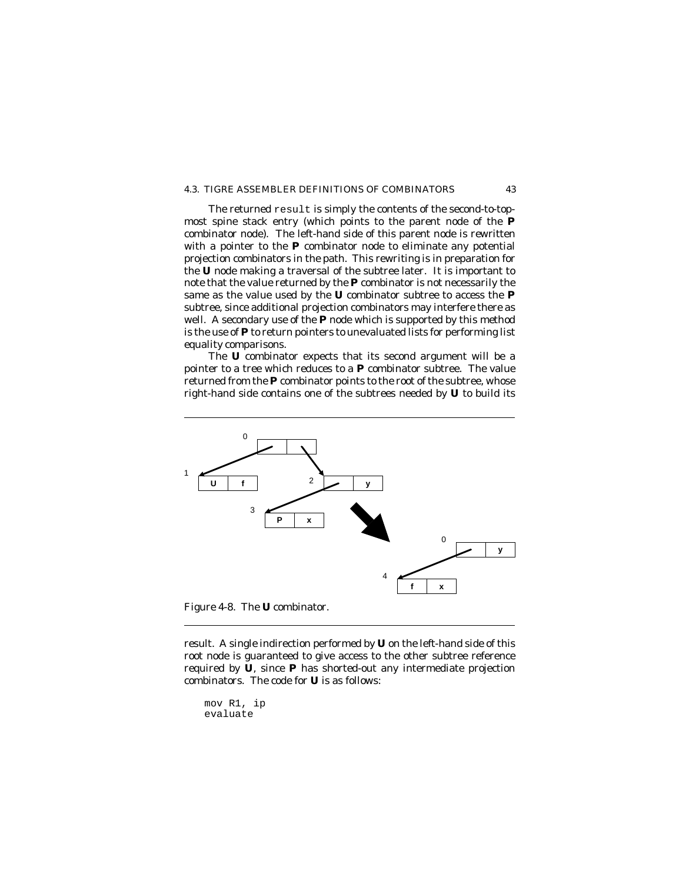The returned `result` is simply the contents of the second-to-top-most spine stack entry (which points to the parent node of the **P** combinator node). The left-hand side of this parent node is rewritten with a pointer to the **P** combinator node to eliminate any potential projection combinators in the path. This rewriting is in preparation for the **U** node making a traversal of the subtree later. It is important to note that the value returned by the **P** combinator is not necessarily the same as the value used by the **U** combinator subtree to access the **P** subtree, since additional projection combinators may interfere there as well. A secondary use of the **P** node which is supported by this method is the use of **P** to return pointers to unevaluated lists for performing list equality comparisons.

The **U** combinator expects that its second argument will be a pointer to a tree which reduces to a **P** combinator subtree. The value returned from the **P** combinator points to the root of the subtree, whose right-hand side contains one of the subtrees needed by **U** to build its result. A single indirection performed by **U** on the left-hand side of this root node is guaranteed to give access to the other subtree reference required by **U**, since **P** has shorted-out any intermediate projection combinators. The code for **U** is as follows:

Figure 4-8. The **U** combinator.

```
mov R1, ip
evaluate
```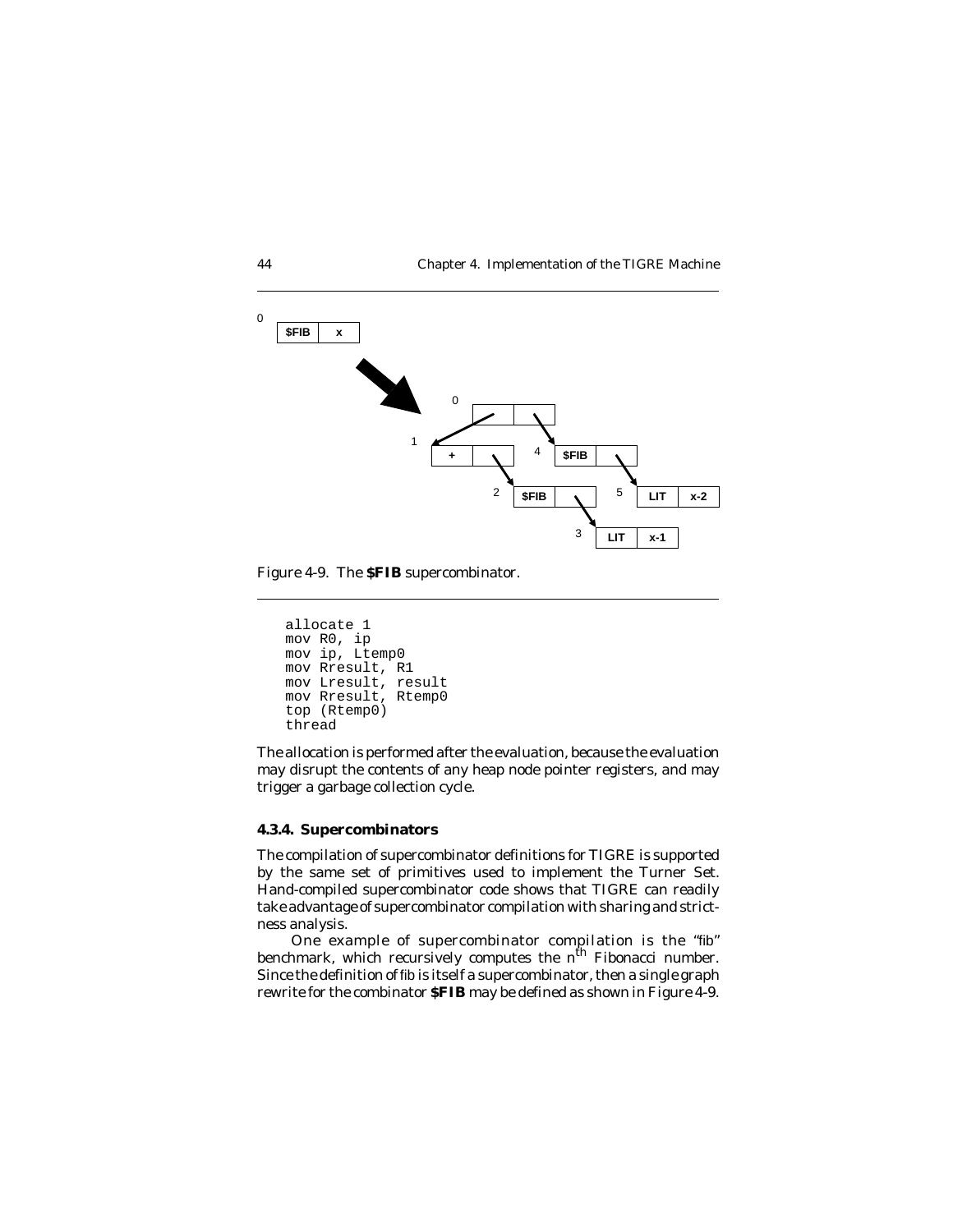Figure 4-9. The **$FIB** supercombinator.

```
allocate 1
mov R0, ip
mov ip, Ltemp0
mov Rresult, R1
mov Lresult, result
mov Rresult, Rtemp0
top (Rtemp0)
thread
```

The allocation is performed after the evaluation, because the evaluation may disrupt the contents of any heap node pointer registers, and may trigger a garbage collection cycle.

### 4.3.4. Supercombinators

The compilation of supercombinator definitions for TIGRE is supported by the same set of primitives used to implement the Turner Set. Hand-compiled supercombinator code shows that TIGRE can readily take advantage of supercombinator compilation with sharing and strictness analysis.

One example of supercombinator compilation is the "fib" benchmark, which recursively computes the $n^{th}$ Fibonacci number. Since the definition of fib is itself a supercombinator, then a single graph rewrite for the combinator **$FIB** may be defined as shown in Figure 4-9.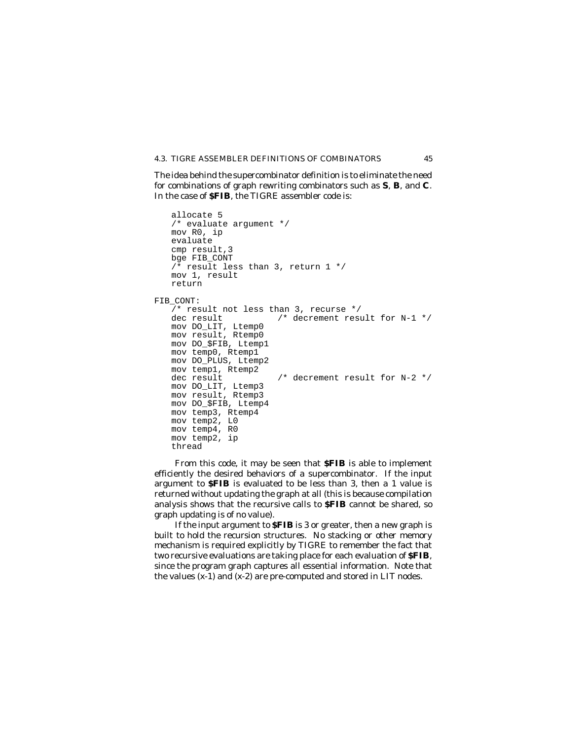The idea behind the supercombinator definition is to eliminate the need for combinations of graph rewriting combinators such as **S**, **B**, and **C**. In the case of **$FIB**, the TIGRE assembler code is:

```
    allocate 5
    /* evaluate argument */
    mov R0, ip
    evaluate
    cmp result,3
    bge FIB_CONT
    /* result less than 3, return 1 */
    mov 1, result
    return

FIB_CONT:
    /* result not less than 3, recurse */
    dec result          /* decrement result for N-1 */
    mov DO_LIT, Ltemp0
    mov result, Rtemp0
    mov DO_$FIB, Ltemp1
    mov temp0, Rtemp1
    mov DO_PLUS, Ltemp2
    mov temp1, Rtemp2
    dec result          /* decrement result for N-2 */
    mov DO_LIT, Ltemp3
    mov result, Rtemp3
    mov DO_$FIB, Ltemp4
    mov temp3, Rtemp4
    mov temp2, L0
    mov temp4, R0
    mov temp2, ip
    thread
```

From this code, it may be seen that **$FIB** is able to implement efficiently the desired behaviors of a supercombinator. If the input argument to **$FIB** is evaluated to be less than 3, then a 1 value is returned without updating the graph at all (this is because compilation analysis shows that the recursive calls to **$FIB** cannot be shared, so graph updating is of no value).

If the input argument to **$FIB** is 3 or greater, then a new graph is built to hold the recursion structures. No stacking or other memory mechanism is required explicitly by TIGRE to remember the fact that two recursive evaluations are taking place for each evaluation of **$FIB**, since the program graph captures all essential information. Note that the values (x-1) and (x-2) are pre-computed and stored in LIT nodes.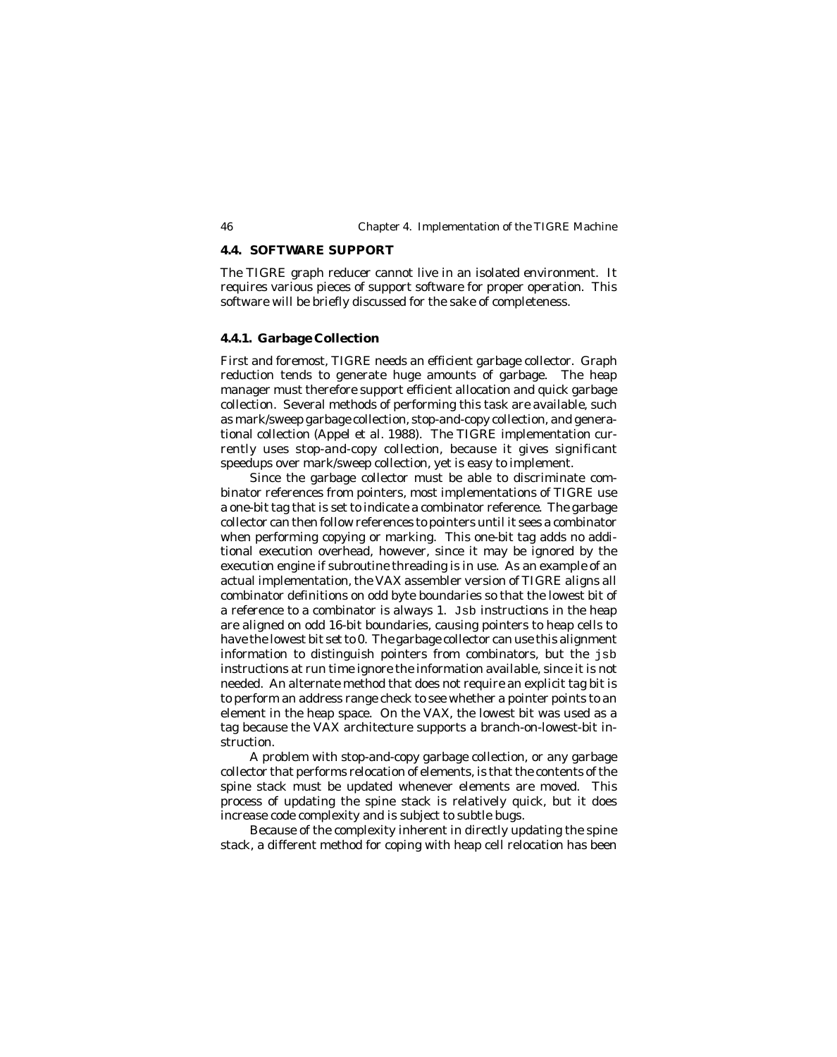## 4.4. SOFTWARE SUPPORT

The TIGRE graph reducer cannot live in an isolated environment. It requires various pieces of support software for proper operation. This software will be briefly discussed for the sake of completeness.

### 4.4.1. Garbage Collection

First and foremost, TIGRE needs an efficient garbage collector. Graph reduction tends to generate huge amounts of garbage. The heap manager must therefore support efficient allocation and quick garbage collection. Several methods of performing this task are available, such as mark/sweep garbage collection, stop-and-copy collection, and generational collection (Appel et al. 1988). The TIGRE implementation currently uses stop-and-copy collection, because it gives significant speedups over mark/sweep collection, yet is easy to implement.

Since the garbage collector must be able to discriminate combinator references from pointers, most implementations of TIGRE use a one-bit tag that is set to indicate a combinator reference. The garbage collector can then follow references to pointers until it sees a combinator when performing copying or marking. This one-bit tag adds no additional execution overhead, however, since it may be ignored by the execution engine if subroutine threading is in use. As an example of an actual implementation, the VAX assembler version of TIGRE aligns all combinator definitions on odd byte boundaries so that the lowest bit of a reference to a combinator is always 1. `Jsb` instructions in the heap are aligned on odd 16-bit boundaries, causing pointers to heap cells to have the lowest bit set to 0. The garbage collector can use this alignment information to distinguish pointers from combinators, but the `jsb` instructions at run time ignore the information available, since it is not needed. An alternate method that does not require an explicit tag bit is to perform an address range check to see whether a pointer points to an element in the heap space. On the VAX, the lowest bit was used as a tag because the VAX architecture supports a branch-on-lowest-bit instruction.

A problem with stop-and-copy garbage collection, or any garbage collector that performs relocation of elements, is that the contents of the spine stack must be updated whenever elements are moved. This process of updating the spine stack is relatively quick, but it does increase code complexity and is subject to subtle bugs.

Because of the complexity inherent in directly updating the spine stack, a different method for coping with heap cell relocation has been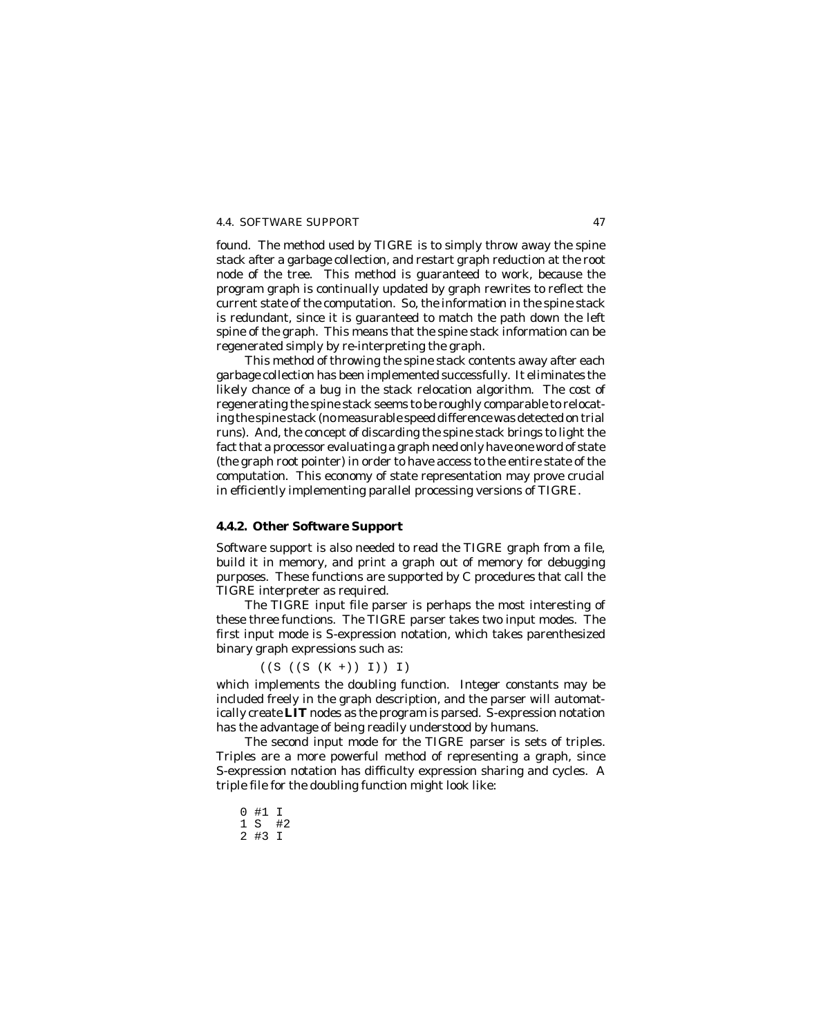found. The method used by TIGRE is to simply throw away the spine stack after a garbage collection, and restart graph reduction at the root node of the tree. This method is guaranteed to work, because the program graph is continually updated by graph rewrites to reflect the current state of the computation. So, the information in the spine stack is redundant, since it is guaranteed to match the path down the left spine of the graph. This means that the spine stack information can be regenerated simply by re-interpreting the graph.

This method of throwing the spine stack contents away after each garbage collection has been implemented successfully. It eliminates the likely chance of a bug in the stack relocation algorithm. The cost of regenerating the spine stack seems to be roughly comparable to relocating the spine stack (no measurable speed difference was detected on trial runs). And, the concept of discarding the spine stack brings to light the fact that a processor evaluating a graph need only have one word of state (the graph root pointer) in order to have access to the entire state of the computation. This economy of state representation may prove crucial in efficiently implementing parallel processing versions of TIGRE.

### 4.4.2. Other Software Support

Software support is also needed to read the TIGRE graph from a file, build it in memory, and print a graph out of memory for debugging purposes. These functions are supported by C procedures that call the TIGRE interpreter as required.

The TIGRE input file parser is perhaps the most interesting of these three functions. The TIGRE parser takes two input modes. The first input mode is S-expression notation, which takes parenthesized binary graph expressions such as:

```
((S ((S (K +)) I)) I)
```

which implements the doubling function. Integer constants may be included freely in the graph description, and the parser will automatically create **LIT** nodes as the program is parsed. S-expression notation has the advantage of being readily understood by humans.

The second input mode for the TIGRE parser is sets of triples. Triples are a more powerful method of representing a graph, since S-expression notation has difficulty expression sharing and cycles. A triple file for the doubling function might look like:

```
0 #1 I
1 S  #2
2 #3 I
```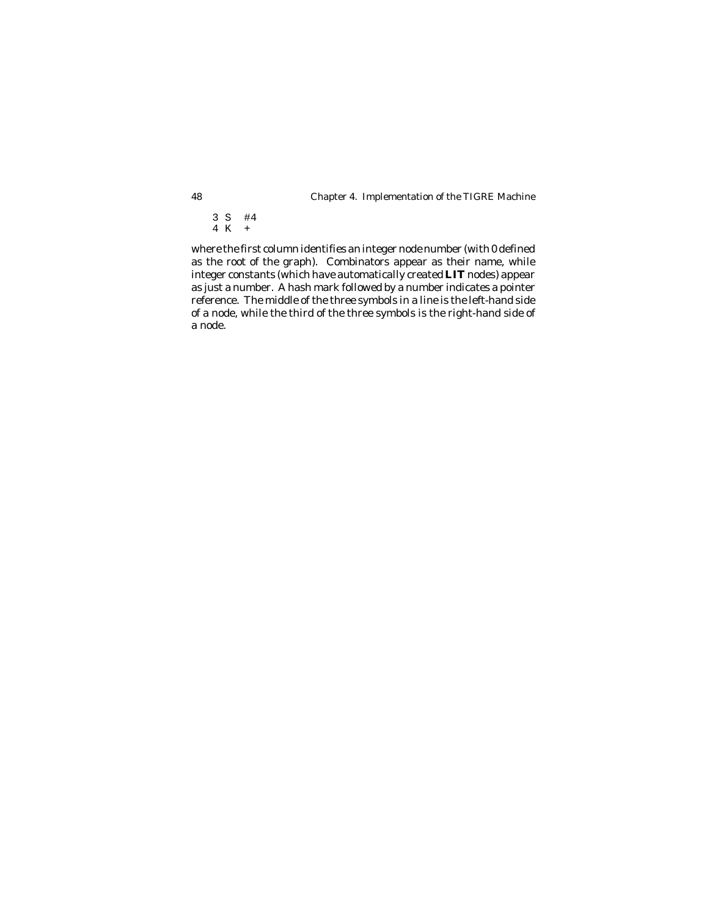```
3  S    #4
4  K    +
```

where the first column identifies an integer node number (with 0 defined as the root of the graph). Combinators appear as their name, while integer constants (which have automatically created **LIT** nodes) appear as just a number. A hash mark followed by a number indicates a pointer reference. The middle of the three symbols in a line is the left-hand side of a node, while the third of the three symbols is the right-hand side of a node.